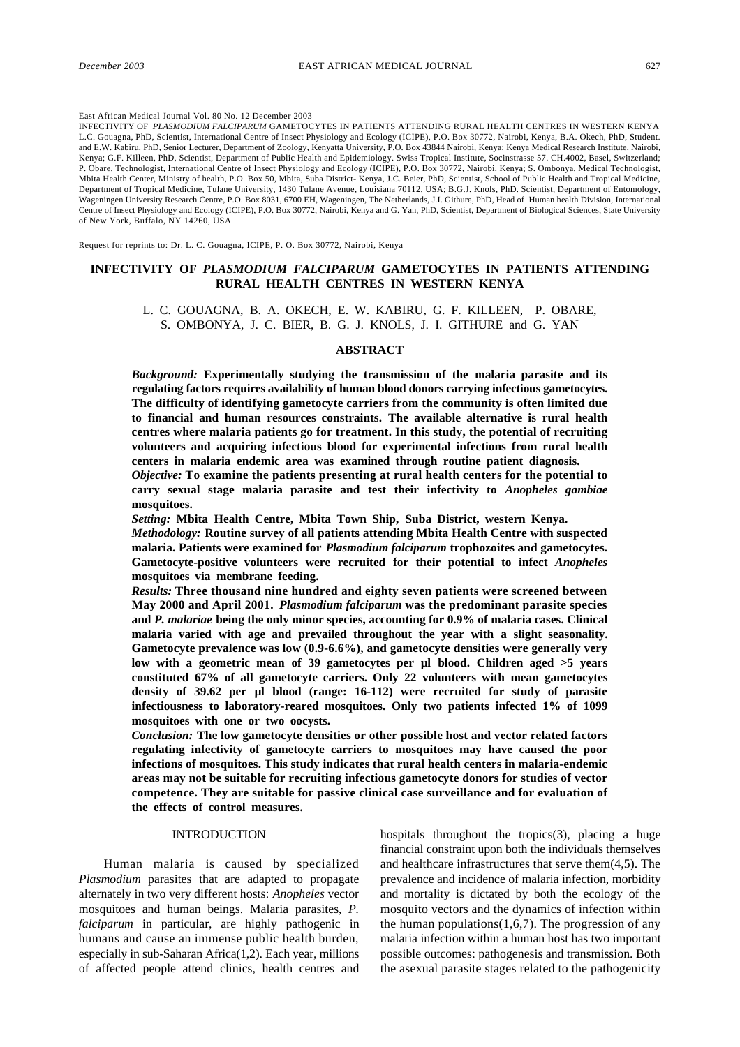East African Medical Journal Vol. 80 No. 12 December 2003

INFECTIVITY OF *PLASMODIUM FALCIPARUM* GAMETOCYTES IN PATIENTS ATTENDING RURAL HEALTH CENTRES IN WESTERN KENYA L.C. Gouagna, PhD, Scientist, International Centre of Insect Physiology and Ecology (ICIPE), P.O. Box 30772, Nairobi, Kenya, B.A. Okech, PhD, Student. and E.W. Kabiru, PhD, Senior Lecturer, Department of Zoology, Kenyatta University, P.O. Box 43844 Nairobi, Kenya; Kenya Medical Research Institute, Nairobi, Kenya; G.F. Killeen, PhD, Scientist, Department of Public Health and Epidemiology. Swiss Tropical Institute, Socinstrasse 57. CH.4002, Basel, Switzerland; P. Obare, Technologist, International Centre of Insect Physiology and Ecology (ICIPE), P.O. Box 30772, Nairobi, Kenya; S. Ombonya, Medical Technologist, Mbita Health Center, Ministry of health, P.O. Box 50, Mbita, Suba District- Kenya, J.C. Beier, PhD, Scientist, School of Public Health and Tropical Medicine, Department of Tropical Medicine, Tulane University, 1430 Tulane Avenue, Louisiana 70112, USA; B.G.J. Knols, PhD. Scientist, Department of Entomology, Wageningen University Research Centre, P.O. Box 8031, 6700 EH, Wageningen, The Netherlands, J.I. Githure, PhD, Head of Human health Division, International Centre of Insect Physiology and Ecology (ICIPE), P.O. Box 30772, Nairobi, Kenya and G. Yan, PhD, Scientist, Department of Biological Sciences, State University of New York, Buffalo, NY 14260, USA

Request for reprints to: Dr. L. C. Gouagna, ICIPE, P. O. Box 30772, Nairobi, Kenya

# INFECTIVITY OF *PLASMODIUM FALCIPARUM* GAMETOCYTES IN PATIENTS ATTENDING RURAL HEALTH CENTRES IN WESTERN KENYA

L. C. GOUAGNA, B. A. OKECH, E. W. KABIRU, G. F. KILLEEN, P. OBARE, S. OMBONYA, J. C. BIER, B. G. J. KNOLS, J. I. GITHURE and G. YAN

## ABSTRACT

***Background:*** **Experimentally studying the transmission of the malaria parasite and its regulating factors requires availability of human blood donors carrying infectious gametocytes. The difficulty of identifying gametocyte carriers from the community is often limited due to financial and human resources constraints. The available alternative is rural health centres where malaria patients go for treatment. In this study, the potential of recruiting volunteers and acquiring infectious blood for experimental infections from rural health centers in malaria endemic area was examined through routine patient diagnosis.**

***Objective:*** **To examine the patients presenting at rural health centers for the potential to carry sexual stage malaria parasite and test their infectivity to *Anopheles gambiae* mosquitoes.**

***Setting:*** **Mbita Health Centre, Mbita Town Ship, Suba District- western Kenya.**

***Methodology:*** **Routine survey of all patients attending Mbita Health Centre with suspected malaria. Patients were examined for *Plasmodium falciparum* trophozoites and gametocytes. Gametocyte-positive volunteers were recruited for their potential to infect *Anopheles* mosquitoes via membrane feeding.**

***Results:*** **Three thousand nine hundred and eighty seven patients were screened between May 2000 and April 2001. *Plasmodium falciparum* was the predominant parasite species and *P. malariae* being the only minor species, accounting for 0.9% of malaria cases. Clinical malaria varied with age and prevailed throughout the year with a slight seasonality. Gametocyte prevalence was low (0.9-6.6%), and gametocyte densities were generally very low with a geometric mean of 39 gametocytes per µl blood. Children aged >5 years constituted 67% of all gametocyte carriers. Only 22 volunteers with mean gametocytes density of 39.62 per µl blood (range: 16-112) were recruited for study of parasite infectiousness to laboratory-reared mosquitoes. Only two patients infected 1% of 1099 mosquitoes with one or two oocysts.**

***Conclusion:*** **The low gametocyte densities or other possible host and vector related factors regulating infectivity of gametocyte carriers to mosquitoes may have caused the poor infections of mosquitoes. This study indicates that rural health centers in malaria-endemic areas may not be suitable for recruiting infectious gametocyte donors for studies of vector competence. They are suitable for passive clinical case surveillance and for evaluation of the effects of control measures.**

## INTRODUCTION

Human malaria is caused by specialized *Plasmodium* parasites that are adapted to propagate alternately in two very different hosts: *Anopheles* vector mosquitoes and human beings. Malaria parasites, *P. falciparum* in particular, are highly pathogenic in humans and cause an immense public health burden, especially in sub-Saharan Africa(1,2). Each year, millions of affected people attend clinics, health centres and hospitals throughout the tropics(3), placing a huge financial constraint upon both the individuals themselves and healthcare infrastructures that serve them(4,5). The prevalence and incidence of malaria infection, morbidity and mortality is dictated by both the ecology of the mosquito vectors and the dynamics of infection within the human populations(1,6,7). The progression of any malaria infection within a human host has two important possible outcomes: pathogenesis and transmission. Both the asexual parasite stages related to the pathogenicity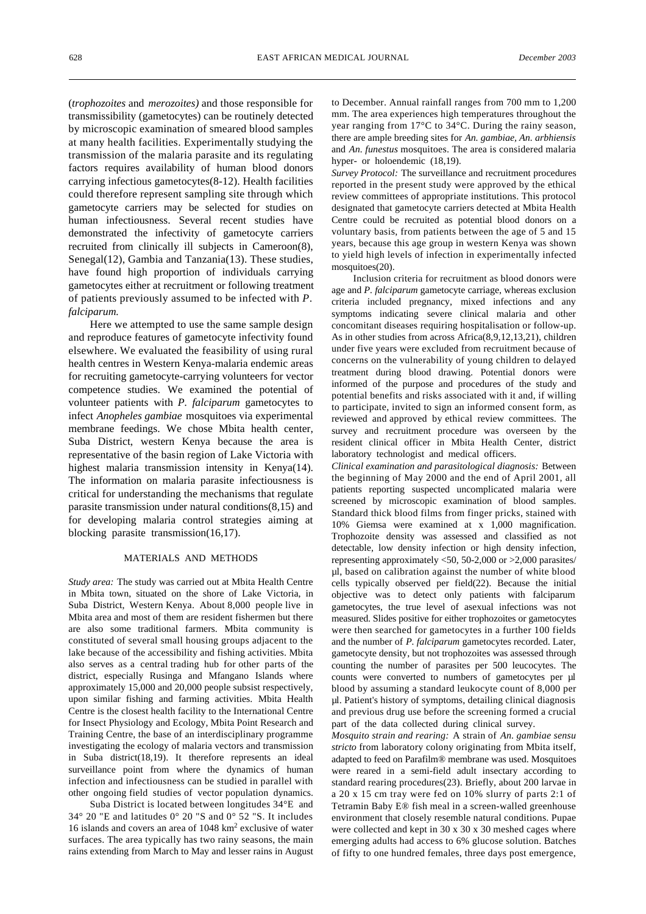(*trophozoites* and *merozoites)* and those responsible for transmissibility (gametocytes) can be routinely detected by microscopic examination of smeared blood samples at many health facilities. Experimentally studying the transmission of the malaria parasite and its regulating factors requires availability of human blood donors carrying infectious gametocytes(8-12). Health facilities could therefore represent sampling site through which gametocyte carriers may be selected for studies on human infectiousness. Several recent studies have demonstrated the infectivity of gametocyte carriers recruited from clinically ill subjects in Cameroon(8), Senegal(12), Gambia and Tanzania(13). These studies, have found high proportion of individuals carrying gametocytes either at recruitment or following treatment of patients previously assumed to be infected with *P. falciparum.*

Here we attempted to use the same sample design and reproduce features of gametocyte infectivity found elsewhere. We evaluated the feasibility of using rural health centres in Western Kenya-malaria endemic areas for recruiting gametocyte-carrying volunteers for vector competence studies. We examined the potential of volunteer patients with *P. falciparum* gametocytes to infect *Anopheles gambiae* mosquitoes via experimental membrane feedings. We chose Mbita health center, Suba District, western Kenya because the area is representative of the basin region of Lake Victoria with highest malaria transmission intensity in Kenya(14). The information on malaria parasite infectiousness is critical for understanding the mechanisms that regulate parasite transmission under natural conditions(8,15) and for developing malaria control strategies aiming at blocking parasite transmission(16,17).

## MATERIALS AND METHODS

*Study area:* The study was carried out at Mbita Health Centre in Mbita town, situated on the shore of Lake Victoria, in Suba District, Western Kenya. About 8,000 people live in Mbita area and most of them are resident fishermen but there are also some traditional farmers. Mbita community is constituted of several small housing groups adjacent to the lake because of the accessibility and fishing activities. Mbita also serves as a central trading hub for other parts of the district, especially Rusinga and Mfangano Islands where approximately 15,000 and 20,000 people subsist respectively, upon similar fishing and farming activities. Mbita Health Centre is the closest health facility to the International Centre for Insect Physiology and Ecology, Mbita Point Research and Training Centre, the base of an interdisciplinary programme investigating the ecology of malaria vectors and transmission in Suba district(18,19). It therefore represents an ideal surveillance point from where the dynamics of human infection and infectiousness can be studied in parallel with other ongoing field studies of vector population dynamics.

Suba District is located between longitudes 34°E and 34° 20 "E and latitudes 0° 20 "S and 0° 52 "S. It includes 16 islands and covers an area of 1048 km$^2$ exclusive of water surfaces. The area typically has two rainy seasons, the main rains extending from March to May and lesser rains in August to December. Annual rainfall ranges from 700 mm to 1,200 mm. The area experiences high temperatures throughout the year ranging from 17°C to 34°C. During the rainy season, there are ample breeding sites for *An. gambiae, An. arbhiensis* and *An. funestus* mosquitoes. The area is considered malaria hyper- or holoendemic (18,19).

*Survey Protocol:* The surveillance and recruitment procedures reported in the present study were approved by the ethical review committees of appropriate institutions. This protocol designated that gametocyte carriers detected at Mbita Health Centre could be recruited as potential blood donors on a voluntary basis, from patients between the age of 5 and 15 years, because this age group in western Kenya was shown to yield high levels of infection in experimentally infected mosquitoes(20).

Inclusion criteria for recruitment as blood donors were age and *P. falciparum* gametocyte carriage, whereas exclusion criteria included pregnancy, mixed infections and any symptoms indicating severe clinical malaria and other concomitant diseases requiring hospitalisation or follow-up. As in other studies from across Africa(8,9,12,13,21), children under five years were excluded from recruitment because of concerns on the vulnerability of young children to delayed treatment during blood drawing. Potential donors were informed of the purpose and procedures of the study and potential benefits and risks associated with it and, if willing to participate, invited to sign an informed consent form, as reviewed and approved by ethical review committees. The survey and recruitment procedure was overseen by the resident clinical officer in Mbita Health Center, district laboratory technologist and medical officers.

*Clinical examination and parasitological diagnosis:* Between the beginning of May 2000 and the end of April 2001, all patients reporting suspected uncomplicated malaria were screened by microscopic examination of blood samples. Standard thick blood films from finger pricks, stained with 10% Giemsa were examined at x 1,000 magnification. Trophozoite density was assessed and classified as not detectable, low density infection or high density infection, representing approximately <50, 50-2,000 or >2,000 parasites/µl, based on calibration against the number of white blood cells typically observed per field(22). Because the initial objective was to detect only patients with falciparum gametocytes, the true level of asexual infections was not measured. Slides positive for either trophozoites or gametocytes were then searched for gametocytes in a further 100 fields and the number of *P. falciparum* gametocytes recorded. Later, gametocyte density, but not trophozoites was assessed through counting the number of parasites per 500 leucocytes. The counts were converted to numbers of gametocytes per µl blood by assuming a standard leukocyte count of 8,000 per µl. Patient's history of symptoms, detailing clinical diagnosis and previous drug use before the screening formed a crucial part of the data collected during clinical survey.

*Mosquito strain and rearing:* A strain of *An. gambiae sensu stricto* from laboratory colony originating from Mbita itself, adapted to feed on Parafilm® membrane was used. Mosquitoes were reared in a semi-field adult insectary according to standard rearing procedures(23). Briefly, about 200 larvae in a 20 x 15 cm tray were fed on 10% slurry of parts 2:1 of Tetramin Baby E® fish meal in a screen-walled greenhouse environment that closely resemble natural conditions. Pupae were collected and kept in 30 x 30 x 30 meshed cages where emerging adults had access to 6% glucose solution. Batches of fifty to one hundred females, three days post emergence,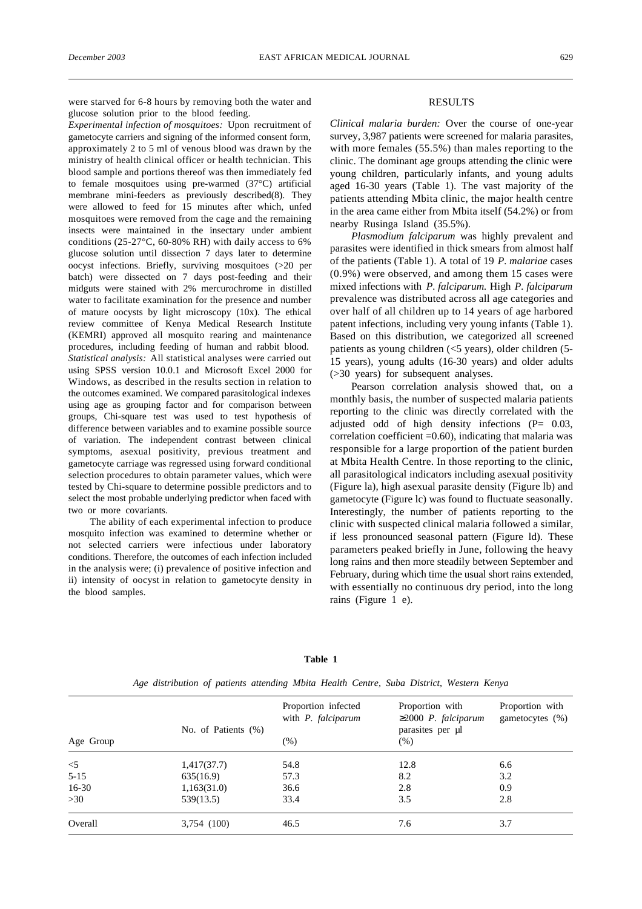were starved for 6-8 hours by removing both the water and glucose solution prior to the blood feeding.

*Experimental infection of mosquitoes:* Upon recruitment of gametocyte carriers and signing of the informed consent form, approximately 2 to 5 ml of venous blood was drawn by the ministry of health clinical officer or health technician. This blood sample and portions thereof was then immediately fed to female mosquitoes using pre-warmed (37°C) artificial membrane mini-feeders as previously described(8). They were allowed to feed for 15 minutes after which, unfed mosquitoes were removed from the cage and the remaining insects were maintained in the insectary under ambient conditions (25-27°C, 60-80% RH) with daily access to 6% glucose solution until dissection 7 days later to determine oocyst infections. Briefly, surviving mosquitoes (>20 per batch) were dissected on 7 days post-feeding and their midguts were stained with 2% mercurochrome in distilled water to facilitate examination for the presence and number of mature oocysts by light microscopy (10x). The ethical review committee of Kenya Medical Research Institute (KEMRI) approved all mosquito rearing and maintenance procedures, including feeding of human and rabbit blood.

*Statistical analysis:* All statistical analyses were carried out using SPSS version 10.0.1 and Microsoft Excel 2000 for Windows, as described in the results section in relation to the outcomes examined. We compared parasitological indexes using age as grouping factor and for comparison between groups, Chi-square test was used to test hypothesis of difference between variables and to examine possible source of variation. The independent contrast between clinical symptoms, asexual positivity, previous treatment and gametocyte carriage was regressed using forward conditional selection procedures to obtain parameter values, which were tested by Chi-square to determine possible predictors and to select the most probable underlying predictor when faced with two or more covariants.

The ability of each experimental infection to produce mosquito infection was examined to determine whether or not selected carriers were infectious under laboratory conditions. Therefore, the outcomes of each infection included in the analysis were; (i) prevalence of positive infection and ii) intensity of oocyst in relation to gametocyte density in the blood samples.

## RESULTS

*Clinical malaria burden:* Over the course of one-year survey, 3,987 patients were screened for malaria parasites, with more females (55.5%) than males reporting to the clinic. The dominant age groups attending the clinic were young children, particularly infants, and young adults aged 16-30 years (Table 1). The vast majority of the patients attending Mbita clinic, the major health centre in the area came either from Mbita itself (54.2%) or from nearby Rusinga Island (35.5%).

*Plasmodium falciparum* was highly prevalent and parasites were identified in thick smears from almost half of the patients (Table 1). A total of 19 *P. malariae* cases (0.9%) were observed, and among them 15 cases were mixed infections with *P. falciparum.* High *P. falciparum* prevalence was distributed across all age categories and over half of all children up to 14 years of age harbored patent infections, including very young infants (Table 1). Based on this distribution, we categorized all screened patients as young children (<5 years), older children (5-15 years), young adults (16-30 years) and older adults (>30 years) for subsequent analyses.

Pearson correlation analysis showed that, on a monthly basis, the number of suspected malaria patients reporting to the clinic was directly correlated with the adjusted odd of high density infections (P= 0.03, correlation coefficient =0.60), indicating that malaria was responsible for a large proportion of the patient burden at Mbita Health Centre. In those reporting to the clinic, all parasitological indicators including asexual positivity (Figure 1a), high asexual parasite density (Figure 1b) and gametocyte (Figure 1c) was found to fluctuate seasonally. Interestingly, the number of patients reporting to the clinic with suspected clinical malaria followed a similar, if less pronounced seasonal pattern (Figure 1d). These parameters peaked briefly in June, following the heavy long rains and then more steadily between September and February, during which time the usual short rains extended, with essentially no continuous dry period, into the long rains (Figure 1 e).

**Table 1**

*Age distribution of patients attending Mbita Health Centre, Suba District, Western Kenya*

| Age Group | No. of Patients (%) | Proportion infected with *P. falciparum* (%) | Proportion with ≥2000 *P. falciparum* parasites per µl (%) | Proportion with gametocytes (%) |
|---|---|---|---|---|
| <5 | 1,417(37.7) | 54.8 | 12.8 | 6.6 |
| 5-15 | 635(16.9) | 57.3 | 8.2 | 3.2 |
| 16-30 | 1,163(31.0) | 36.6 | 2.8 | 0.9 |
| >30 | 539(13.5) | 33.4 | 3.5 | 2.8 |
| Overall | 3,754 (100) | 46.5 | 7.6 | 3.7 |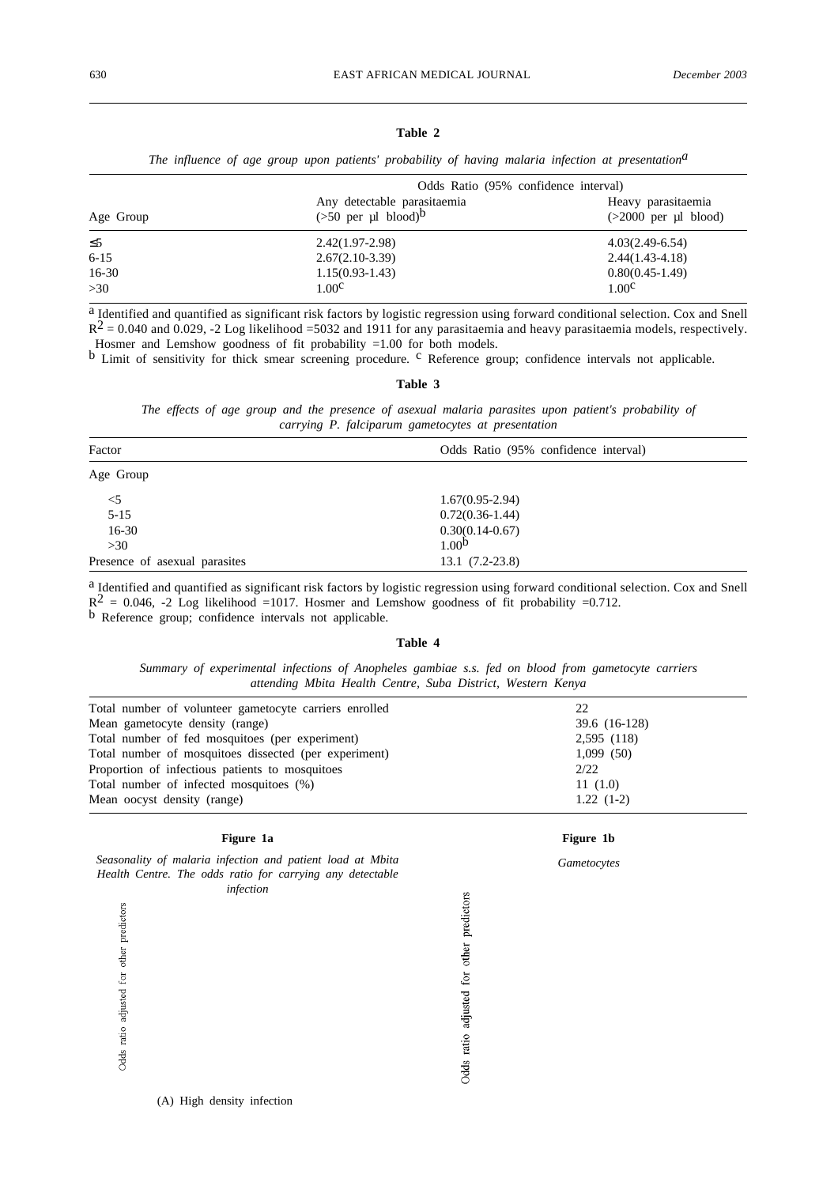**Table 2**

*The influence of age group upon patients' probability of having malaria infection at presentation*[a]

| Age Group | Odds Ratio (95% confidence interval) | |
|---|---|---|
| | Any detectable parasitaemia (>50 per µl blood)[b] | Heavy parasitaemia (>2000 per µl blood) |
| ≤5 | 2.42(1.97-2.98) | 4.03(2.49-6.54) |
| 6-15 | 2.67(2.10-3.39) | 2.44(1.43-4.18) |
| 16-30 | 1.15(0.93-1.43) | 0.80(0.45-1.49) |
| >30 | 1.00[c] | 1.00[c] |

[a] Identified and quantified as significant risk factors by logistic regression using forward conditional selection. Cox and Snell $R^2 = 0.040$ and 0.029, -2 Log likelihood =5032 and 1911 for any parasitaemia and heavy parasitaemia models, respectively. Hosmer and Lemshow goodness of fit probability =1.00 for both models.
[b] Limit of sensitivity for thick smear screening procedure. [c] Reference group; confidence intervals not applicable.

**Table 3**

*The effects of age group and the presence of asexual malaria parasites upon patient's probability of carrying P. falciparum gametocytes at presentation*

| Factor | Odds Ratio (95% confidence interval) |
|---|---|
| Age Group | |
| <5 | 1.67(0.95-2.94) |
| 5-15 | 0.72(0.36-1.44) |
| 16-30 | 0.30(0.14-0.67) |
| >30 | 1.00[b] |
| Presence of asexual parasites | 13.1 (7.2-23.8) |

[a] Identified and quantified as significant risk factors by logistic regression using forward conditional selection. Cox and Snell $R^2 = 0.046$, -2 Log likelihood =1017. Hosmer and Lemshow goodness of fit probability =0.712.
[b] Reference group; confidence intervals not applicable.

**Table 4**

*Summary of experimental infections of Anopheles gambiae s.s. fed on blood from gametocyte carriers attending Mbita Health Centre, Suba District, Western Kenya*

| | |
|---|---|
| Total number of volunteer gametocyte carriers enrolled | 22 |
| Mean gametocyte density (range) | 39.6 (16-128) |
| Total number of fed mosquitoes (per experiment) | 2,595 (118) |
| Total number of mosquitoes dissected (per experiment) | 1,099 (50) |
| Proportion of infectious patients to mosquitoes | 2/22 |
| Total number of infected mosquitoes (%) | 11 (1.0) |
| Mean oocyst density (range) | 1.22 (1-2) |

**Figure 1a**

*Seasonality of malaria infection and patient load at Mbita Health Centre. The odds ratio for carrying any detectable infection*

Odds ratio adjusted for other predictors

(A) High density infection

**Figure 1b**

*Gametocytes*

Odds ratio adjusted for other predictors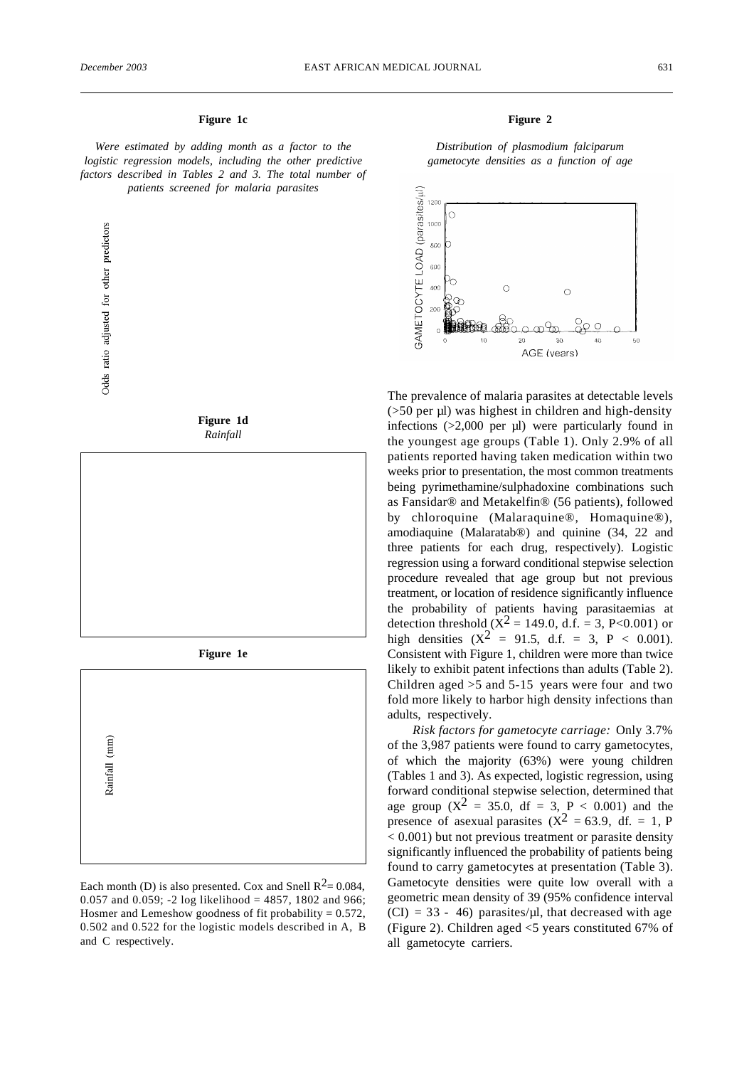**Figure 1c**

*Were estimated by adding month as a factor to the logistic regression models, including the other predictive factors described in Tables 2 and 3. The total number of patients screened for malaria parasites*

Odds ratio adjusted for other predictors

**Figure 1d**
*Rainfall*

**Figure 1e**

Rainfall (mm)

Each month (D) is also presented. Cox and Snell $R^2$= 0.084, 0.057 and 0.059; -2 log likelihood = 4857, 1802 and 966; Hosmer and Lemeshow goodness of fit probability = 0.572, 0.502 and 0.522 for the logistic models described in A, B and C respectively.

**Figure 2**

*Distribution of plasmodium falciparum gametocyte densities as a function of age*

The prevalence of malaria parasites at detectable levels (>50 per µl) was highest in children and high-density infections (>2,000 per µl) were particularly found in the youngest age groups (Table 1). Only 2.9% of all patients reported having taken medication within two weeks prior to presentation, the most common treatments being pyrimethamine/sulphadoxine combinations such as Fansidar® and Metakelfin® (56 patients), followed by chloroquine (Malaraquine®, Homaquine®), amodiaquine (Malaratab®) and quinine (34, 22 and three patients for each drug, respectively). Logistic regression using a forward conditional stepwise selection procedure revealed that age group but not previous treatment, or location of residence significantly influence the probability of patients having parasitaemias at detection threshold ($X^2$ = 149.0, d.f. = 3, P<0.001) or high densities ($X^2$ = 91.5, d.f. = 3, P < 0.001). Consistent with Figure 1, children were more than twice likely to exhibit patent infections than adults (Table 2). Children aged >5 and 5-15 years were four and two fold more likely to harbor high density infections than adults, respectively.

*Risk factors for gametocyte carriage:* Only 3.7% of the 3,987 patients were found to carry gametocytes, of which the majority (63%) were young children (Tables 1 and 3). As expected, logistic regression, using forward conditional stepwise selection, determined that age group ($X^2$ = 35.0, df = 3, P < 0.001) and the presence of asexual parasites ($X^2$ = 63.9, df. = 1, P < 0.001) but not previous treatment or parasite density significantly influenced the probability of patients being found to carry gametocytes at presentation (Table 3). Gametocyte densities were quite low overall with a geometric mean density of 39 (95% confidence interval (CI) = 33 - 46) parasites/µl, that decreased with age (Figure 2). Children aged <5 years constituted 67% of all gametocyte carriers.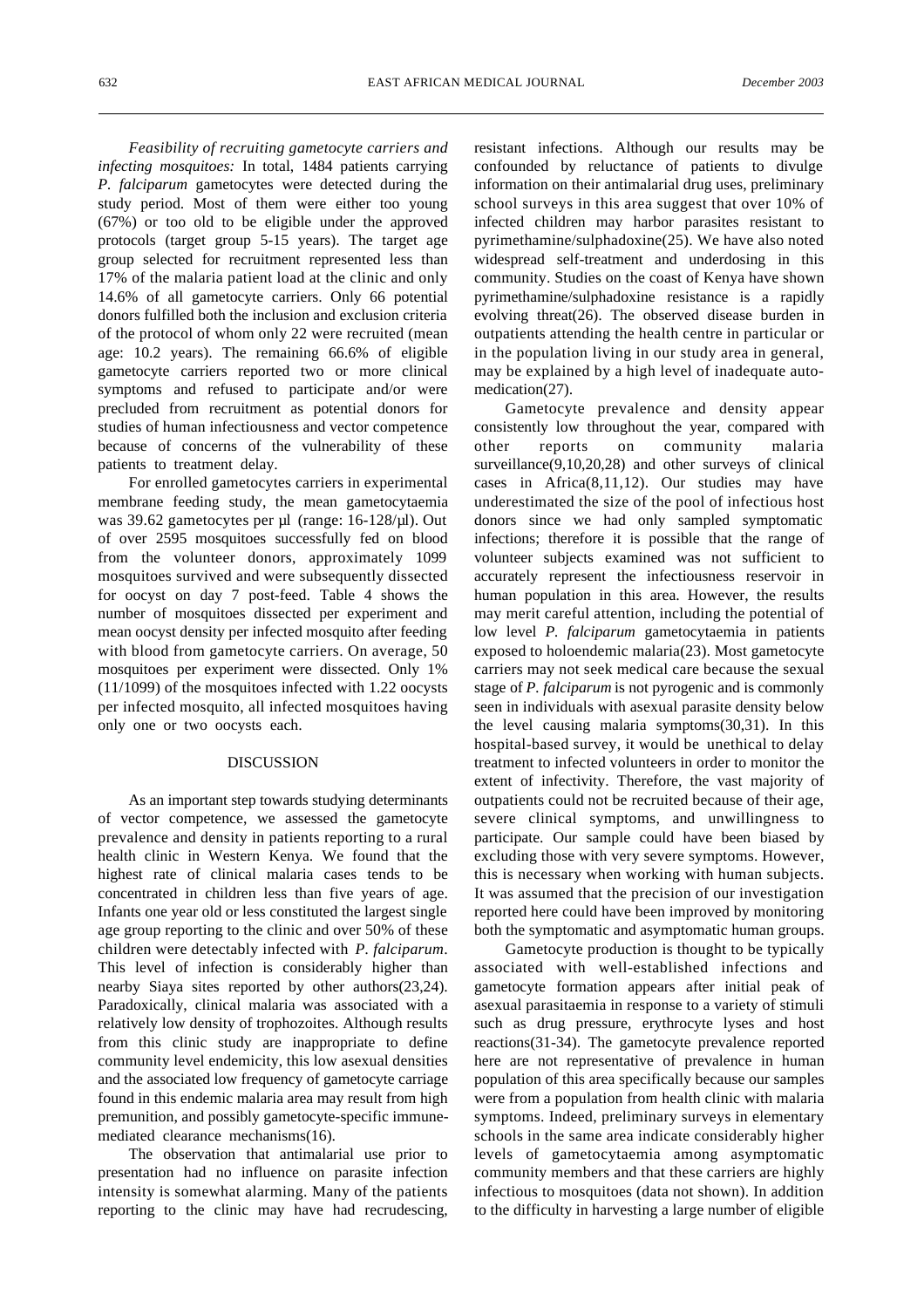*Feasibility of recruiting gametocyte carriers and infecting mosquitoes:* In total, 1484 patients carrying *P. falciparum* gametocytes were detected during the study period. Most of them were either too young (67%) or too old to be eligible under the approved protocols (target group 5-15 years). The target age group selected for recruitment represented less than 17% of the malaria patient load at the clinic and only 14.6% of all gametocyte carriers. Only 66 potential donors fulfilled both the inclusion and exclusion criteria of the protocol of whom only 22 were recruited (mean age: 10.2 years). The remaining 66.6% of eligible gametocyte carriers reported two or more clinical symptoms and refused to participate and/or were precluded from recruitment as potential donors for studies of human infectiousness and vector competence because of concerns of the vulnerability of these patients to treatment delay.

For enrolled gametocytes carriers in experimental membrane feeding study, the mean gametocytaemia was 39.62 gametocytes per µl (range: 16-128/µl). Out of over 2595 mosquitoes successfully fed on blood from the volunteer donors, approximately 1099 mosquitoes survived and were subsequently dissected for oocyst on day 7 post-feed. Table 4 shows the number of mosquitoes dissected per experiment and mean oocyst density per infected mosquito after feeding with blood from gametocyte carriers. On average, 50 mosquitoes per experiment were dissected. Only 1% (11/1099) of the mosquitoes infected with 1.22 oocysts per infected mosquito, all infected mosquitoes having only one or two oocysts each.

## DISCUSSION

As an important step towards studying determinants of vector competence, we assessed the gametocyte prevalence and density in patients reporting to a rural health clinic in Western Kenya. We found that the highest rate of clinical malaria cases tends to be concentrated in children less than five years of age. Infants one year old or less constituted the largest single age group reporting to the clinic and over 50% of these children were detectably infected with *P. falciparum*. This level of infection is considerably higher than nearby Siaya sites reported by other authors(23,24). Paradoxically, clinical malaria was associated with a relatively low density of trophozoites. Although results from this clinic study are inappropriate to define community level endemicity, this low asexual densities and the associated low frequency of gametocyte carriage found in this endemic malaria area may result from high premunition, and possibly gametocyte-specific immune-mediated clearance mechanisms(16).

The observation that antimalarial use prior to presentation had no influence on parasite infection intensity is somewhat alarming. Many of the patients reporting to the clinic may have had recrudescing, resistant infections. Although our results may be confounded by reluctance of patients to divulge information on their antimalarial drug uses, preliminary school surveys in this area suggest that over 10% of infected children may harbor parasites resistant to pyrimethamine/sulphadoxine(25). We have also noted widespread self-treatment and underdosing in this community. Studies on the coast of Kenya have shown pyrimethamine/sulphadoxine resistance is a rapidly evolving threat(26). The observed disease burden in outpatients attending the health centre in particular or in the population living in our study area in general, may be explained by a high level of inadequate auto-medication(27).

Gametocyte prevalence and density appear consistently low throughout the year, compared with other reports on community malaria surveillance(9,10,20,28) and other surveys of clinical cases in Africa(8,11,12). Our studies may have underestimated the size of the pool of infectious host donors since we had only sampled symptomatic infections; therefore it is possible that the range of volunteer subjects examined was not sufficient to accurately represent the infectiousness reservoir in human population in this area. However, the results may merit careful attention, including the potential of low level *P. falciparum* gametocytaemia in patients exposed to holoendemic malaria(23). Most gametocyte carriers may not seek medical care because the sexual stage of *P. falciparum* is not pyrogenic and is commonly seen in individuals with asexual parasite density below the level causing malaria symptoms(30,31). In this hospital-based survey, it would be unethical to delay treatment to infected volunteers in order to monitor the extent of infectivity. Therefore, the vast majority of outpatients could not be recruited because of their age, severe clinical symptoms, and unwillingness to participate. Our sample could have been biased by excluding those with very severe symptoms. However, this is necessary when working with human subjects. It was assumed that the precision of our investigation reported here could have been improved by monitoring both the symptomatic and asymptomatic human groups.

Gametocyte production is thought to be typically associated with well-established infections and gametocyte formation appears after initial peak of asexual parasitaemia in response to a variety of stimuli such as drug pressure, erythrocyte lyses and host reactions(31-34). The gametocyte prevalence reported here are not representative of prevalence in human population of this area specifically because our samples were from a population from health clinic with malaria symptoms. Indeed, preliminary surveys in elementary schools in the same area indicate considerably higher levels of gametocytaemia among asymptomatic community members and that these carriers are highly infectious to mosquitoes (data not shown). In addition to the difficulty in harvesting a large number of eligible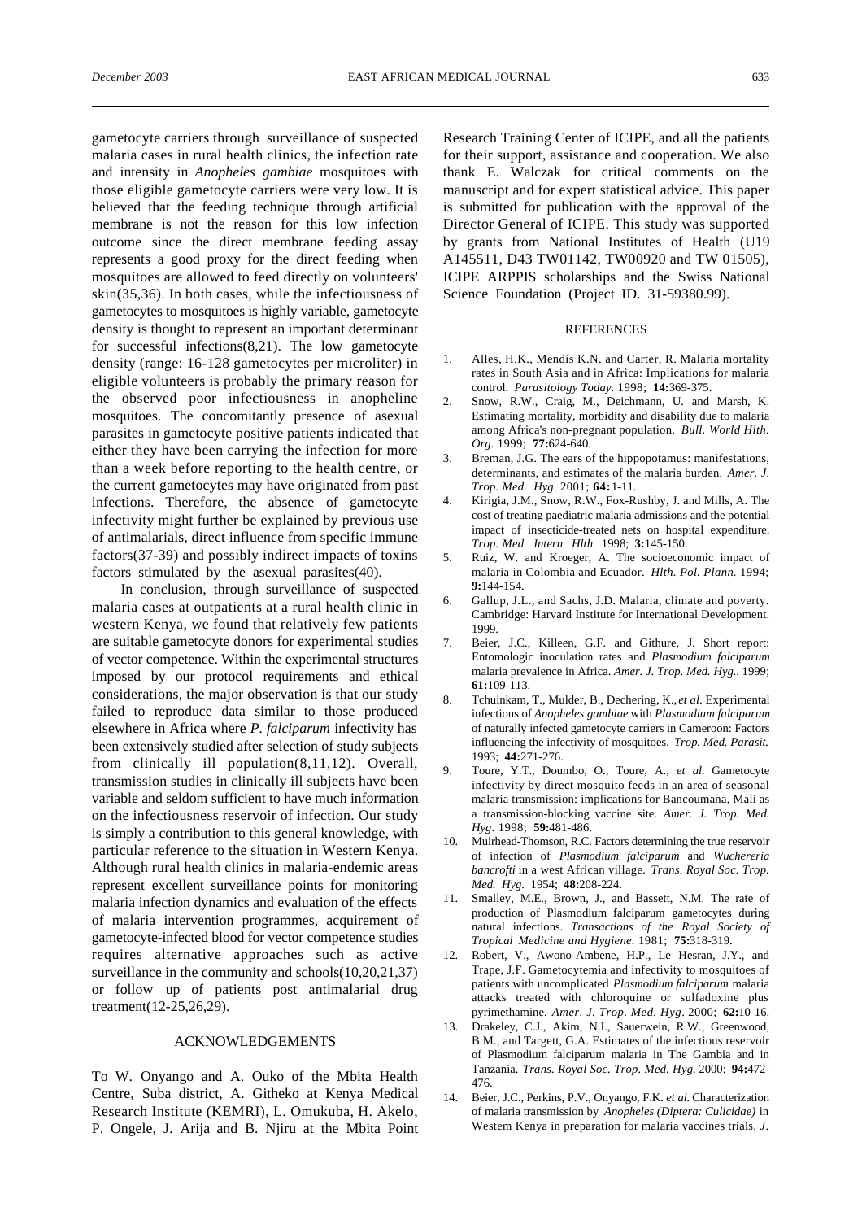gametocyte carriers through surveillance of suspected malaria cases in rural health clinics, the infection rate and intensity in *Anopheles gambiae* mosquitoes with those eligible gametocyte carriers were very low. It is believed that the feeding technique through artificial membrane is not the reason for this low infection outcome since the direct membrane feeding assay represents a good proxy for the direct feeding when mosquitoes are allowed to feed directly on volunteers' skin(35,36). In both cases, while the infectiousness of gametocytes to mosquitoes is highly variable, gametocyte density is thought to represent an important determinant for successful infections(8,21). The low gametocyte density (range: 16-128 gametocytes per microliter) in eligible volunteers is probably the primary reason for the observed poor infectiousness in anopheline mosquitoes. The concomitantly presence of asexual parasites in gametocyte positive patients indicated that either they have been carrying the infection for more than a week before reporting to the health centre, or the current gametocytes may have originated from past infections. Therefore, the absence of gametocyte infectivity might further be explained by previous use of antimalarials, direct influence from specific immune factors(37-39) and possibly indirect impacts of toxins factors stimulated by the asexual parasites(40).

In conclusion, through surveillance of suspected malaria cases at outpatients at a rural health clinic in western Kenya, we found that relatively few patients are suitable gametocyte donors for experimental studies of vector competence. Within the experimental structures imposed by our protocol requirements and ethical considerations, the major observation is that our study failed to reproduce data similar to those produced elsewhere in Africa where *P. falciparum* infectivity has been extensively studied after selection of study subjects from clinically ill population(8,11,12). Overall, transmission studies in clinically ill subjects have been variable and seldom sufficient to have much information on the infectiousness reservoir of infection. Our study is simply a contribution to this general knowledge, with particular reference to the situation in Western Kenya. Although rural health clinics in malaria-endemic areas represent excellent surveillance points for monitoring malaria infection dynamics and evaluation of the effects of malaria intervention programmes, acquirement of gametocyte-infected blood for vector competence studies requires alternative approaches such as active surveillance in the community and schools(10,20,21,37) or follow up of patients post antimalarial drug treatment(12-25,26,29).

## ACKNOWLEDGEMENTS

To W. Onyango and A. Ouko of the Mbita Health Centre, Suba district, A. Githeko at Kenya Medical Research Institute (KEMRI), L. Omukuba, H. Akelo, P. Ongele, J. Arija and B. Njiru at the Mbita Point Research Training Center of ICIPE, and all the patients for their support, assistance and cooperation. We also thank E. Walczak for critical comments on the manuscript and for expert statistical advice. This paper is submitted for publication with the approval of the Director General of ICIPE. This study was supported by grants from National Institutes of Health (U19 A145511, D43 TW01142, TW00920 and TW 01505), ICIPE ARPPIS scholarships and the Swiss National Science Foundation (Project ID. 31-59380.99).

## REFERENCES

1. Alles, H.K., Mendis K.N. and Carter, R. Malaria mortality rates in South Asia and in Africa: Implications for malaria control. *Parasitology Today.* 1998; **14:**369-375.
2. Snow, R.W., Craig, M., Deichmann, U. and Marsh, K. Estimating mortality, morbidity and disability due to malaria among Africa's non-pregnant population. *Bull. World Hlth. Org.* 1999; **77:**624-640.
3. Breman, J.G. The ears of the hippopotamus: manifestations, determinants, and estimates of the malaria burden. *Amer. J. Trop. Med. Hyg.* 2001; **64:**1-11.
4. Kirigia, J.M., Snow, R.W., Fox-Rushby, J. and Mills, A. The cost of treating paediatric malaria admissions and the potential impact of insecticide-treated nets on hospital expenditure. *Trop. Med. Intern. Hlth.* 1998; **3:**145-150.
5. Ruiz, W. and Kroeger, A. The socioeconomic impact of malaria in Colombia and Ecuador. *Hlth. Pol. Plann.* 1994; **9:**144-154.
6. Gallup, J.L., and Sachs, J.D. Malaria, climate and poverty. Cambridge: Harvard Institute for International Development. 1999.
7. Beier, J.C., Killeen, G.F. and Githure, J. Short report: Entomologic inoculation rates and *Plasmodium falciparum* malaria prevalence in Africa. *Amer. J. Trop. Med. Hyg..* 1999; **61:**109-113.
8. Tchuinkam, T., Mulder, B., Dechering, K., *et al.* Experimental infections of *Anopheles gambiae* with *Plasmodium falciparum* of naturally infected gametocyte carriers in Cameroon: Factors influencing the infectivity of mosquitoes. *Trop. Med. Parasit.* 1993; **44:**271-276.
9. Toure, Y.T., Doumbo, O., Toure, A., *et al.* Gametocyte infectivity by direct mosquito feeds in an area of seasonal malaria transmission: implications for Bancoumana, Mali as a transmission-blocking vaccine site. *Amer. J. Trop. Med. Hyg.* 1998; **59:**481-486.
10. Muirhead-Thomson, R.C. Factors determining the true reservoir of infection of *Plasmodium falciparum* and *Wuchereria bancrofti* in a west African village. *Trans. Royal Soc. Trop. Med. Hyg.* 1954; **48:**208-224.
11. Smalley, M.E., Brown, J., and Bassett, N.M. The rate of production of Plasmodium falciparum gametocytes during natural infections. *Transactions of the Royal Society of Tropical Medicine and Hygiene.* 1981; **75:**318-319.
12. Robert, V., Awono-Ambene, H.P., Le Hesran, J.Y., and Trape, J.F. Gametocytemia and infectivity to mosquitoes of patients with uncomplicated *Plasmodium falciparum* malaria attacks treated with chloroquine or sulfadoxine plus pyrimethamine. *Amer. J. Trop. Med. Hyg.* 2000; **62:**10-16.
13. Drakeley, C.J., Akim, N.I., Sauerwein, R.W., Greenwood, B.M., and Targett, G.A. Estimates of the infectious reservoir of Plasmodium falciparum malaria in The Gambia and in Tanzania. *Trans. Royal Soc. Trop. Med. Hyg.* 2000; **94:**472-476.
14. Beier, J.C., Perkins, P.V., Onyango, F.K. *et al.* Characterization of malaria transmission by *Anopheles (Diptera: Culicidae)* in Westem Kenya in preparation for malaria vaccines trials. *J.*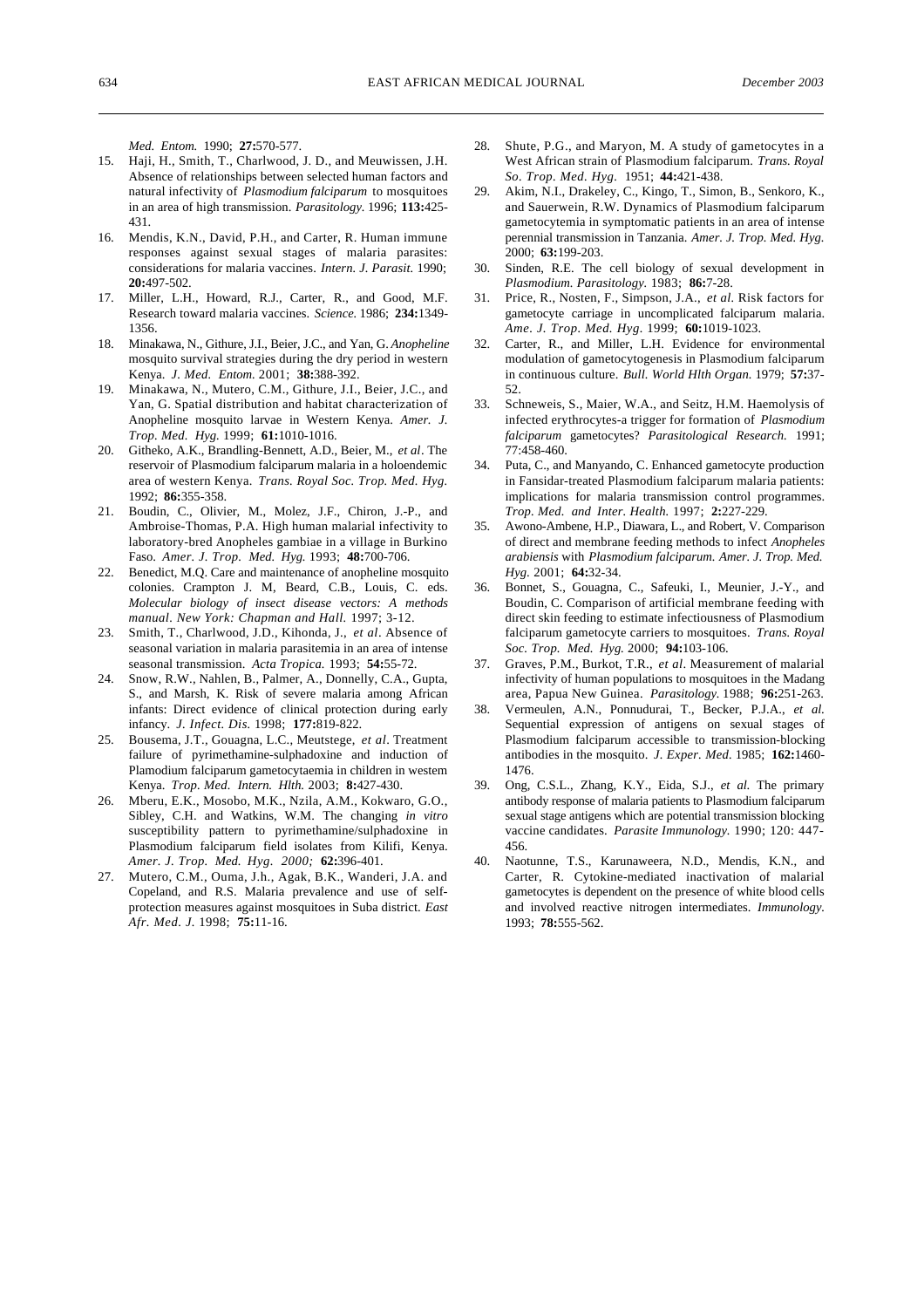*Med. Entom.* 1990; **27:**570-577.

15. Haji, H., Smith, T., Charlwood, J. D., and Meuwissen, J.H. Absence of relationships between selected human factors and natural infectivity of *Plasmodium falciparum* to mosquitoes in an area of high transmission. *Parasitology.* 1996; **113:**425-431.
16. Mendis, K.N., David, P.H., and Carter, R. Human immune responses against sexual stages of malaria parasites: considerations for malaria vaccines. *Intern. J. Parasit.* 1990; **20:**497-502.
17. Miller, L.H., Howard, R.J., Carter, R., and Good, M.F. Research toward malaria vaccines. *Science.* 1986; **234:**1349-1356.
18. Minakawa, N., Githure, J.I., Beier, J.C., and Yan, G. *Anopheline* mosquito survival strategies during the dry period in western Kenya. *J. Med. Entom.* 2001; **38:**388-392.
19. Minakawa, N., Mutero, C.M., Githure, J.I., Beier, J.C., and Yan, G. Spatial distribution and habitat characterization of Anopheline mosquito larvae in Western Kenya. *Amer. J. Trop. Med. Hyg.* 1999; **61:**1010-1016.
20. Githeko, A.K., Brandling-Bennett, A.D., Beier, M., *et al*. The reservoir of Plasmodium falciparum malaria in a holoendemic area of western Kenya. *Trans. Royal Soc. Trop. Med. Hyg.* 1992; **86:**355-358.
21. Boudin, C., Olivier, M., Molez, J.F., Chiron, J.-P., and Ambroise-Thomas, P.A. High human malarial infectivity to laboratory-bred Anopheles gambiae in a village in Burkino Faso. *Amer. J. Trop. Med. Hyg.* 1993; **48:**700-706.
22. Benedict, M.Q. Care and maintenance of anopheline mosquito colonies. Crampton J. M, Beard, C.B., Louis, C. eds. *Molecular biology of insect disease vectors: A methods manual. New York: Chapman and Hall.* 1997; 3-12.
23. Smith, T., Charlwood, J.D., Kihonda, J., *et al*. Absence of seasonal variation in malaria parasitemia in an area of intense seasonal transmission. *Acta Tropica.* 1993; **54:**55-72.
24. Snow, R.W., Nahlen, B., Palmer, A., Donnelly, C.A., Gupta, S., and Marsh, K. Risk of severe malaria among African infants: Direct evidence of clinical protection during early infancy. *J. Infect. Dis.* 1998; **177:**819-822.
25. Bousema, J.T., Gouagna, L.C., Meutstege, *et al*. Treatment failure of pyrimethamine-sulphadoxine and induction of Plamodium falciparum gametocytaemia in children in westem Kenya. *Trop. Med. Intern. Hlth.* 2003; **8:**427-430.
26. Mberu, E.K., Mosobo, M.K., Nzila, A.M., Kokwaro, G.O., Sibley, C.H. and Watkins, W.M. The changing *in vitro* susceptibility pattern to pyrimethamine/sulphadoxine in Plasmodium falciparum field isolates from Kilifi, Kenya. *Amer. J. Trop. Med. Hyg. 2000;* **62:**396-401.
27. Mutero, C.M., Ouma, J.h., Agak, B.K., Wanderi, J.A. and Copeland, and R.S. Malaria prevalence and use of self-protection measures against mosquitoes in Suba district. *East Afr. Med. J.* 1998; **75:**11-16.
28. Shute, P.G., and Maryon, M. A study of gametocytes in a West African strain of Plasmodium falciparum. *Trans. Royal So. Trop. Med. Hyg.* 1951; **44:**421-438.
29. Akim, N.I., Drakeley, C., Kingo, T., Simon, B., Senkoro, K., and Sauerwein, R.W. Dynamics of Plasmodium falciparum gametocytemia in symptomatic patients in an area of intense perennial transmission in Tanzania. *Amer. J. Trop. Med. Hyg.* 2000; **63:**199-203.
30. Sinden, R.E. The cell biology of sexual development in *Plasmodium. Parasitology.* 1983; **86:**7-28.
31. Price, R., Nosten, F., Simpson, J.A., *et al*. Risk factors for gametocyte carriage in uncomplicated falciparum malaria. *Ame. J. Trop. Med. Hyg.* 1999; **60:**1019-1023.
32. Carter, R., and Miller, L.H. Evidence for environmental modulation of gametocytogenesis in Plasmodium falciparum in continuous culture. *Bull. World Hlth Organ.* 1979; **57:**37-52.
33. Schneweis, S., Maier, W.A., and Seitz, H.M. Haemolysis of infected erythrocytes-a trigger for formation of *Plasmodium falciparum* gametocytes? *Parasitological Research.* 1991; 77:458-460.
34. Puta, C., and Manyando, C. Enhanced gametocyte production in Fansidar-treated Plasmodium falciparum malaria patients: implications for malaria transmission control programmes. *Trop. Med. and Inter. Health.* 1997; **2:**227-229.
35. Awono-Ambene, H.P., Diawara, L., and Robert, V. Comparison of direct and membrane feeding methods to infect *Anopheles arabiensis* with *Plasmodium falciparum. Amer. J. Trop. Med. Hyg.* 2001; **64:**32-34.
36. Bonnet, S., Gouagna, C., Safeuki, I., Meunier, J.-Y., and Boudin, C. Comparison of artificial membrane feeding with direct skin feeding to estimate infectiousness of Plasmodium falciparum gametocyte carriers to mosquitoes. *Trans. Royal Soc. Trop. Med. Hyg.* 2000; **94:**103-106.
37. Graves, P.M., Burkot, T.R., *et al*. Measurement of malarial infectivity of human populations to mosquitoes in the Madang area, Papua New Guinea. *Parasitology.* 1988; **96:**251-263.
38. Vermeulen, A.N., Ponnudurai, T., Becker, P.J.A., *et al.* Sequential expression of antigens on sexual stages of Plasmodium falciparum accessible to transmission-blocking antibodies in the mosquito. *J. Exper. Med.* 1985; **162:**1460-1476.
39. Ong, C.S.L., Zhang, K.Y., Eida, S.J., *et al.* The primary antibody response of malaria patients to Plasmodium falciparum sexual stage antigens which are potential transmission blocking vaccine candidates. *Parasite Immunology.* 1990; 120: 447-456.
40. Naotunne, T.S., Karunaweera, N.D., Mendis, K.N., and Carter, R. Cytokine-mediated inactivation of malarial gametocytes is dependent on the presence of white blood cells and involved reactive nitrogen intermediates. *Immunology.* 1993; **78:**555-562.